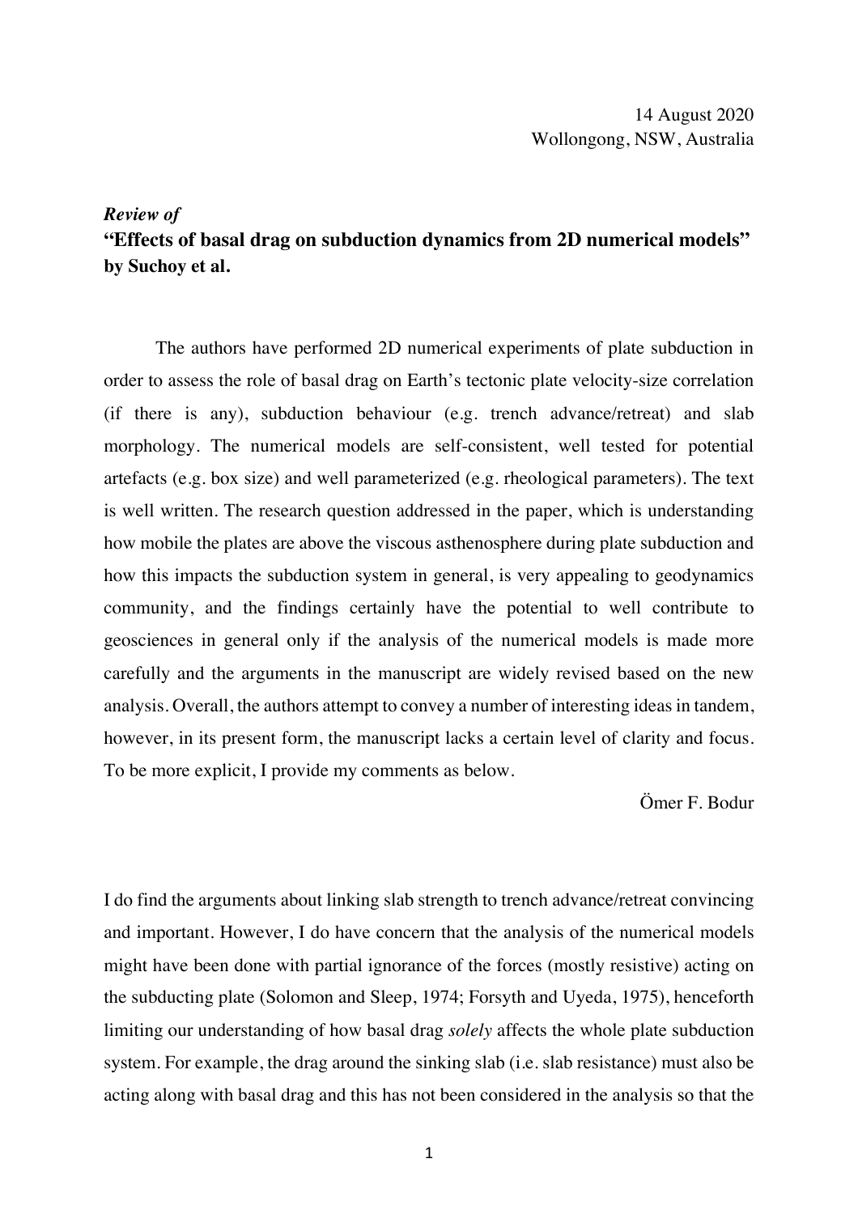14 August 2020
Wollongong, NSW, Australia

***Review of***

## "Effects of basal drag on subduction dynamics from 2D numerical models" by Suchoy et al.

The authors have performed 2D numerical experiments of plate subduction in order to assess the role of basal drag on Earth's tectonic plate velocity-size correlation (if there is any), subduction behaviour (e.g. trench advance/retreat) and slab morphology. The numerical models are self-consistent, well tested for potential artefacts (e.g. box size) and well parameterized (e.g. rheological parameters). The text is well written. The research question addressed in the paper, which is understanding how mobile the plates are above the viscous asthenosphere during plate subduction and how this impacts the subduction system in general, is very appealing to geodynamics community, and the findings certainly have the potential to well contribute to geosciences in general only if the analysis of the numerical models is made more carefully and the arguments in the manuscript are widely revised based on the new analysis. Overall, the authors attempt to convey a number of interesting ideas in tandem, however, in its present form, the manuscript lacks a certain level of clarity and focus. To be more explicit, I provide my comments as below.

Ömer F. Bodur

I do find the arguments about linking slab strength to trench advance/retreat convincing and important. However, I do have concern that the analysis of the numerical models might have been done with partial ignorance of the forces (mostly resistive) acting on the subducting plate (Solomon and Sleep, 1974; Forsyth and Uyeda, 1975), henceforth limiting our understanding of how basal drag *solely* affects the whole plate subduction system. For example, the drag around the sinking slab (i.e. slab resistance) must also be acting along with basal drag and this has not been considered in the analysis so that the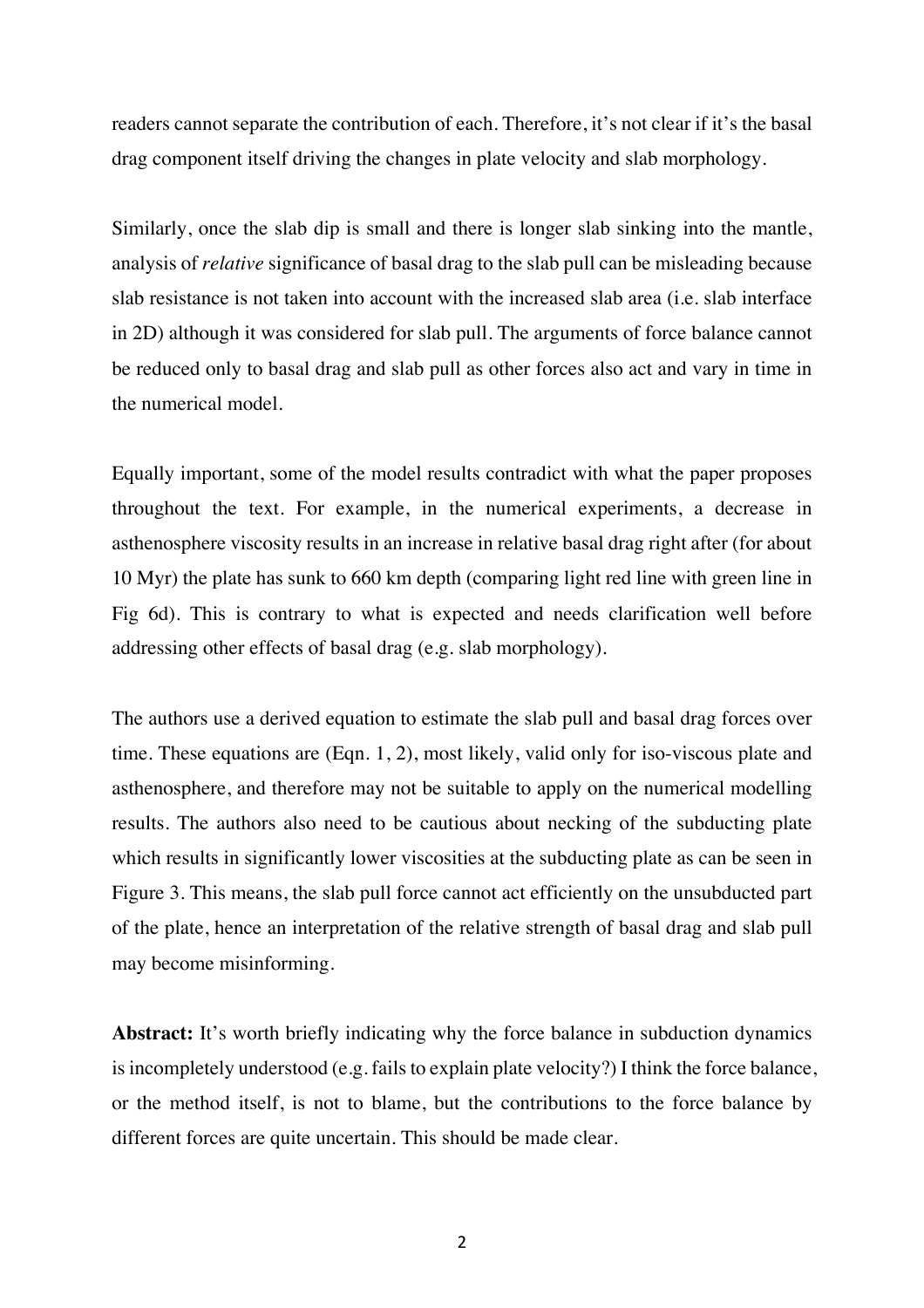readers cannot separate the contribution of each. Therefore, it's not clear if it's the basal drag component itself driving the changes in plate velocity and slab morphology.

Similarly, once the slab dip is small and there is longer slab sinking into the mantle, analysis of *relative* significance of basal drag to the slab pull can be misleading because slab resistance is not taken into account with the increased slab area (i.e. slab interface in 2D) although it was considered for slab pull. The arguments of force balance cannot be reduced only to basal drag and slab pull as other forces also act and vary in time in the numerical model.

Equally important, some of the model results contradict with what the paper proposes throughout the text. For example, in the numerical experiments, a decrease in asthenosphere viscosity results in an increase in relative basal drag right after (for about 10 Myr) the plate has sunk to 660 km depth (comparing light red line with green line in Fig 6d). This is contrary to what is expected and needs clarification well before addressing other effects of basal drag (e.g. slab morphology).

The authors use a derived equation to estimate the slab pull and basal drag forces over time. These equations are (Eqn. 1, 2), most likely, valid only for iso-viscous plate and asthenosphere, and therefore may not be suitable to apply on the numerical modelling results. The authors also need to be cautious about necking of the subducting plate which results in significantly lower viscosities at the subducting plate as can be seen in Figure 3. This means, the slab pull force cannot act efficiently on the unsubducted part of the plate, hence an interpretation of the relative strength of basal drag and slab pull may become misinforming.

**Abstract:** It's worth briefly indicating why the force balance in subduction dynamics is incompletely understood (e.g. fails to explain plate velocity?) I think the force balance, or the method itself, is not to blame, but the contributions to the force balance by different forces are quite uncertain. This should be made clear.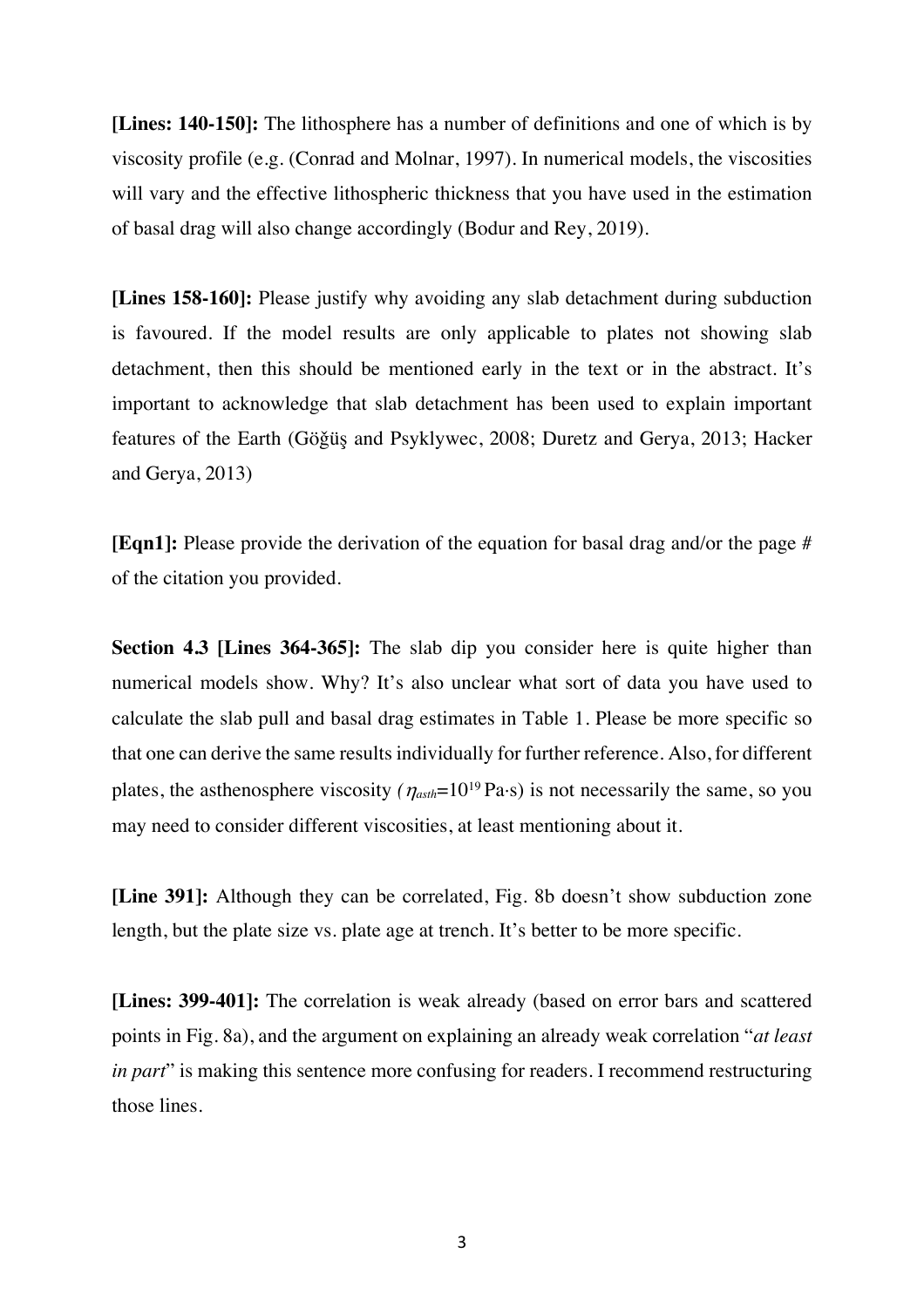**[Lines: 140-150]:** The lithosphere has a number of definitions and one of which is by viscosity profile (e.g. (Conrad and Molnar, 1997). In numerical models, the viscosities will vary and the effective lithospheric thickness that you have used in the estimation of basal drag will also change accordingly (Bodur and Rey, 2019).

**[Lines 158-160]:** Please justify why avoiding any slab detachment during subduction is favoured. If the model results are only applicable to plates not showing slab detachment, then this should be mentioned early in the text or in the abstract. It's important to acknowledge that slab detachment has been used to explain important features of the Earth (Göğüş and Psyklywec, 2008; Duretz and Gerya, 2013; Hacker and Gerya, 2013)

**[Eqn1]:** Please provide the derivation of the equation for basal drag and/or the page # of the citation you provided.

**Section 4.3 [Lines 364-365]:** The slab dip you consider here is quite higher than numerical models show. Why? It's also unclear what sort of data you have used to calculate the slab pull and basal drag estimates in Table 1. Please be more specific so that one can derive the same results individually for further reference. Also, for different plates, the asthenosphere viscosity *(* $\eta_{asth}$=$10^{19}$ Pa·s) is not necessarily the same, so you may need to consider different viscosities, at least mentioning about it.

**[Line 391]:** Although they can be correlated, Fig. 8b doesn't show subduction zone length, but the plate size vs. plate age at trench. It's better to be more specific.

**[Lines: 399-401]:** The correlation is weak already (based on error bars and scattered points in Fig. 8a), and the argument on explaining an already weak correlation "*at least in part*" is making this sentence more confusing for readers. I recommend restructuring those lines.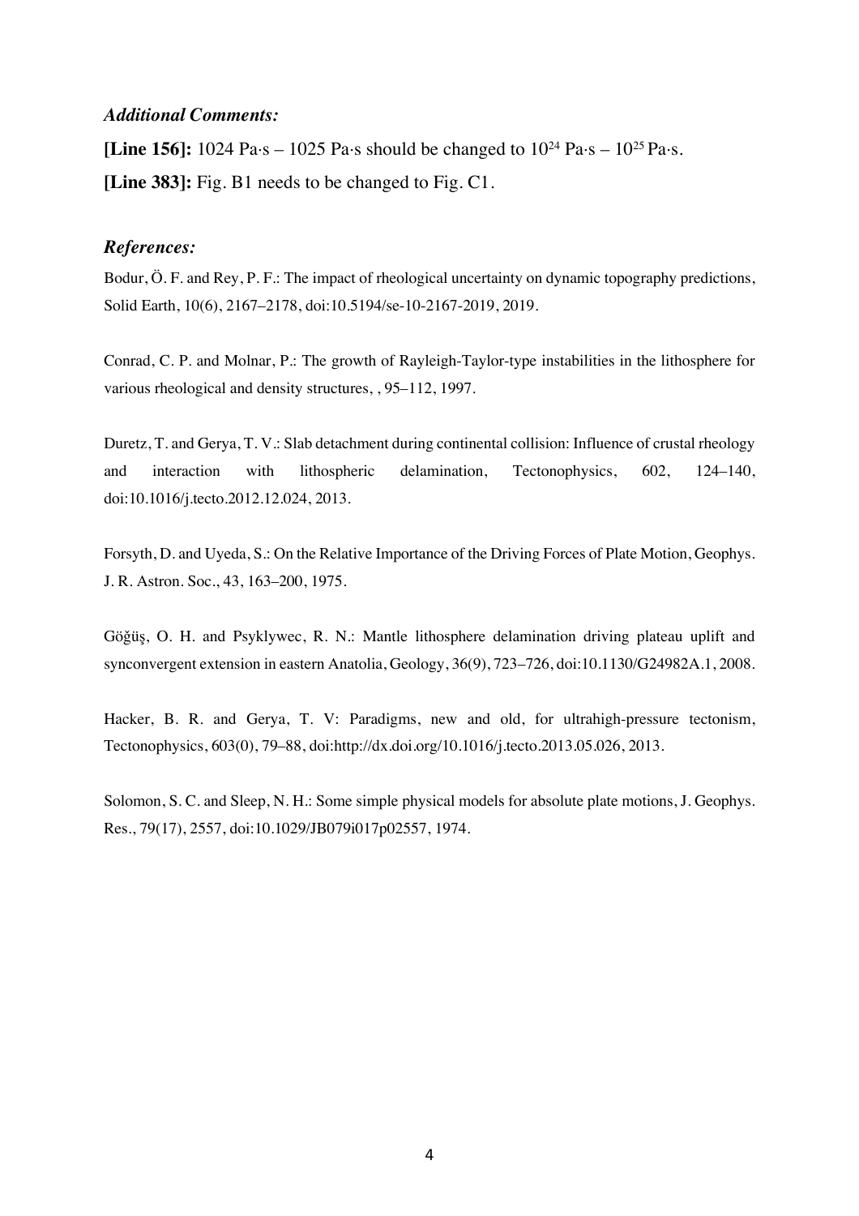### *Additional Comments:*

**[Line 156]:** 1024 Pa·s – 1025 Pa·s should be changed to $10^{24}$ Pa·s – $10^{25}$ Pa·s.

**[Line 383]:** Fig. B1 needs to be changed to Fig. C1.

### *References:*

Bodur, Ö. F. and Rey, P. F.: The impact of rheological uncertainty on dynamic topography predictions, Solid Earth, 10(6), 2167–2178, doi:10.5194/se-10-2167-2019, 2019.

Conrad, C. P. and Molnar, P.: The growth of Rayleigh-Taylor-type instabilities in the lithosphere for various rheological and density structures, , 95–112, 1997.

Duretz, T. and Gerya, T. V.: Slab detachment during continental collision: Influence of crustal rheology and interaction with lithospheric delamination, Tectonophysics, 602, 124–140, doi:10.1016/j.tecto.2012.12.024, 2013.

Forsyth, D. and Uyeda, S.: On the Relative Importance of the Driving Forces of Plate Motion, Geophys. J. R. Astron. Soc., 43, 163–200, 1975.

Göğüş, O. H. and Psyklywec, R. N.: Mantle lithosphere delamination driving plateau uplift and synconvergent extension in eastern Anatolia, Geology, 36(9), 723–726, doi:10.1130/G24982A.1, 2008.

Hacker, B. R. and Gerya, T. V: Paradigms, new and old, for ultrahigh-pressure tectonism, Tectonophysics, 603(0), 79–88, doi:http://dx.doi.org/10.1016/j.tecto.2013.05.026, 2013.

Solomon, S. C. and Sleep, N. H.: Some simple physical models for absolute plate motions, J. Geophys. Res., 79(17), 2557, doi:10.1029/JB079i017p02557, 1974.